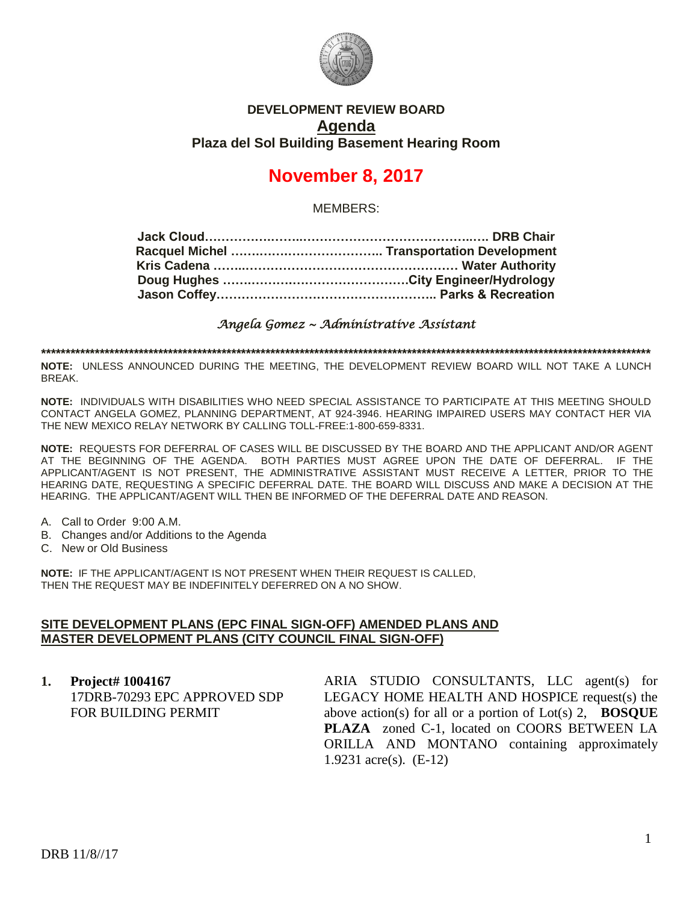**DEVELOPMENT REVIEW BOARD**

**Agenda**

**Plaza del Sol Building Basement Hearing Room**

# November 8, 2017

MEMBERS:

**Jack Cloud……………………………………………………….. DRB Chair**
**Racquel Michel ……………………………….. Transportation Development**
**Kris Cadena ……………………………………………… Water Authority**
**Doug Hughes ……………………………………City Engineer/Hydrology**
**Jason Coffey…………………………………………….. Parks & Recreation**

*Angela Gomez ~ Administrative Assistant*

**************************************************************************************************************************

**NOTE:** UNLESS ANNOUNCED DURING THE MEETING, THE DEVELOPMENT REVIEW BOARD WILL NOT TAKE A LUNCH BREAK.

**NOTE:** INDIVIDUALS WITH DISABILITIES WHO NEED SPECIAL ASSISTANCE TO PARTICIPATE AT THIS MEETING SHOULD CONTACT ANGELA GOMEZ, PLANNING DEPARTMENT, AT 924-3946. HEARING IMPAIRED USERS MAY CONTACT HER VIA THE NEW MEXICO RELAY NETWORK BY CALLING TOLL-FREE:1-800-659-8331.

**NOTE:** REQUESTS FOR DEFERRAL OF CASES WILL BE DISCUSSED BY THE BOARD AND THE APPLICANT AND/OR AGENT AT THE BEGINNING OF THE AGENDA. BOTH PARTIES MUST AGREE UPON THE DATE OF DEFERRAL. IF THE APPLICANT/AGENT IS NOT PRESENT, THE ADMINISTRATIVE ASSISTANT MUST RECEIVE A LETTER, PRIOR TO THE HEARING DATE, REQUESTING A SPECIFIC DEFERRAL DATE. THE BOARD WILL DISCUSS AND MAKE A DECISION AT THE HEARING. THE APPLICANT/AGENT WILL THEN BE INFORMED OF THE DEFERRAL DATE AND REASON.

A. Call to Order 9:00 A.M.
B. Changes and/or Additions to the Agenda
C. New or Old Business

**NOTE:** IF THE APPLICANT/AGENT IS NOT PRESENT WHEN THEIR REQUEST IS CALLED, THEN THE REQUEST MAY BE INDEFINITELY DEFERRED ON A NO SHOW.

**SITE DEVELOPMENT PLANS (EPC FINAL SIGN-OFF) AMENDED PLANS AND MASTER DEVELOPMENT PLANS (CITY COUNCIL FINAL SIGN-OFF)**

**1. Project# 1004167**
17DRB-70293 EPC APPROVED SDP FOR BUILDING PERMIT

ARIA STUDIO CONSULTANTS, LLC agent(s) for LEGACY HOME HEALTH AND HOSPICE request(s) the above action(s) for all or a portion of Lot(s) 2, **BOSQUE PLAZA** zoned C-1, located on COORS BETWEEN LA ORILLA AND MONTANO containing approximately 1.9231 acre(s). (E-12)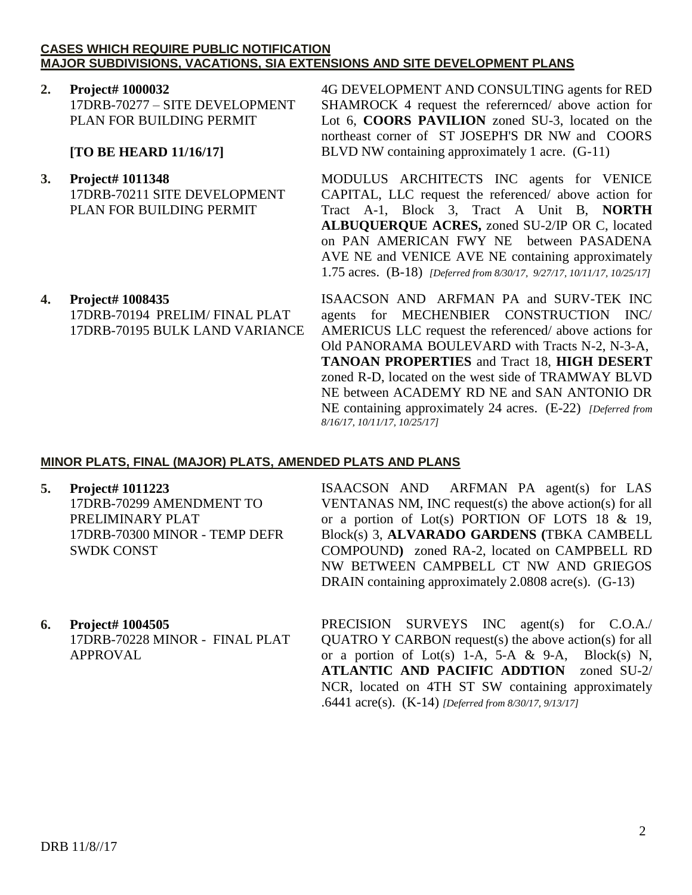**CASES WHICH REQUIRE PUBLIC NOTIFICATION**
**MAJOR SUBDIVISIONS, VACATIONS, SIA EXTENSIONS AND SITE DEVELOPMENT PLANS**

**2. Project# 1000032**
17DRB-70277 – SITE DEVELOPMENT PLAN FOR BUILDING PERMIT

**[TO BE HEARD 11/16/17]**

4G DEVELOPMENT AND CONSULTING agents for RED SHAMROCK 4 request the refermced/ above action for Lot 6, **COORS PAVILION** zoned SU-3, located on the northeast corner of ST JOSEPH'S DR NW and COORS BLVD NW containing approximately 1 acre. (G-11)

**3. Project# 1011348**
17DRB-70211 SITE DEVELOPMENT PLAN FOR BUILDING PERMIT

MODULUS ARCHITECTS INC agents for VENICE CAPITAL, LLC request the referenced/ above action for Tract A-1, Block 3, Tract A Unit B, **NORTH ALBUQUERQUE ACRES,** zoned SU-2/IP OR C, located on PAN AMERICAN FWY NE between PASADENA AVE NE and VENICE AVE NE containing approximately 1.75 acres. (B-18) *[Deferred from 8/30/17, 9/27/17, 10/11/17, 10/25/17]*

**4. Project# 1008435**
17DRB-70194 PRELIM/ FINAL PLAT
17DRB-70195 BULK LAND VARIANCE

ISAACSON AND ARFMAN PA and SURV-TEK INC agents for MECHENBIER CONSTRUCTION INC/ AMERICUS LLC request the referenced/ above actions for Old PANORAMA BOULEVARD with Tracts N-2, N-3-A, **TANOAN PROPERTIES** and Tract 18, **HIGH DESERT** zoned R-D, located on the west side of TRAMWAY BLVD NE between ACADEMY RD NE and SAN ANTONIO DR NE containing approximately 24 acres. (E-22) *[Deferred from 8/16/17, 10/11/17, 10/25/17]*

**MINOR PLATS, FINAL (MAJOR) PLATS, AMENDED PLATS AND PLANS**

**5. Project# 1011223**
17DRB-70299 AMENDMENT TO PRELIMINARY PLAT
17DRB-70300 MINOR - TEMP DEFR SWDK CONST

ISAACSON AND ARFMAN PA agent(s) for LAS VENTANAS NM, INC request(s) the above action(s) for all or a portion of Lot(s) PORTION OF LOTS 18 & 19, Block(s) 3, **ALVARADO GARDENS (**TBKA CAMBELL COMPOUND**)** zoned RA-2, located on CAMPBELL RD NW BETWEEN CAMPBELL CT NW AND GRIEGOS DRAIN containing approximately 2.0808 acre(s). (G-13)

**6. Project# 1004505**
17DRB-70228 MINOR - FINAL PLAT APPROVAL

PRECISION SURVEYS INC agent(s) for C.O.A./ QUATRO Y CARBON request(s) the above action(s) for all or a portion of Lot(s) 1-A, 5-A & 9-A, Block(s) N, **ATLANTIC AND PACIFIC ADDTION** zoned SU-2/ NCR, located on 4TH ST SW containing approximately .6441 acre(s). (K-14) *[Deferred from 8/30/17, 9/13/17]*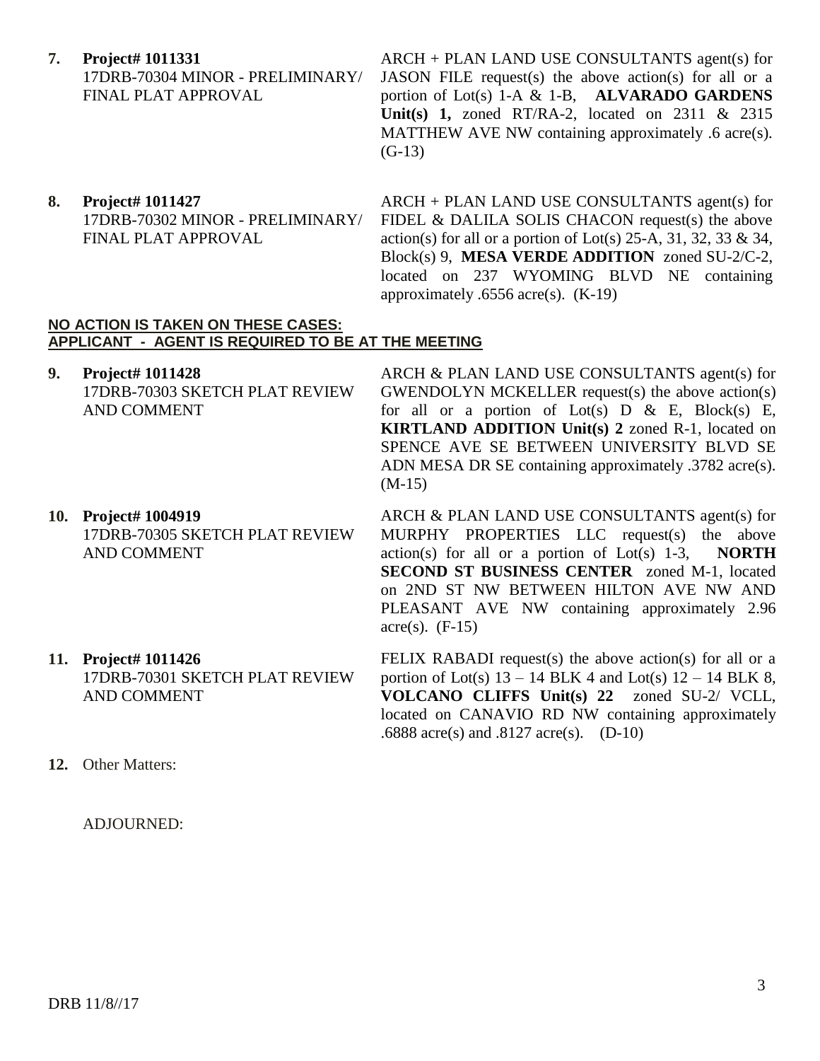**7. Project# 1011331**
17DRB-70304 MINOR - PRELIMINARY/ FINAL PLAT APPROVAL

ARCH + PLAN LAND USE CONSULTANTS agent(s) for JASON FILE request(s) the above action(s) for all or a portion of Lot(s) 1-A & 1-B, **ALVARADO GARDENS Unit(s) 1,** zoned RT/RA-2, located on 2311 & 2315 MATTHEW AVE NW containing approximately .6 acre(s). (G-13)

**8. Project# 1011427**
17DRB-70302 MINOR - PRELIMINARY/ FINAL PLAT APPROVAL

ARCH + PLAN LAND USE CONSULTANTS agent(s) for FIDEL & DALILA SOLIS CHACON request(s) the above action(s) for all or a portion of Lot(s) 25-A, 31, 32, 33 & 34, Block(s) 9, **MESA VERDE ADDITION** zoned SU-2/C-2, located on 237 WYOMING BLVD NE containing approximately .6556 acre(s). (K-19)

**NO ACTION IS TAKEN ON THESE CASES:**
**APPLICANT - AGENT IS REQUIRED TO BE AT THE MEETING**

**9. Project# 1011428**
17DRB-70303 SKETCH PLAT REVIEW AND COMMENT

ARCH & PLAN LAND USE CONSULTANTS agent(s) for GWENDOLYN MCKELLER request(s) the above action(s) for all or a portion of Lot(s) D & E, Block(s) E, **KIRTLAND ADDITION Unit(s) 2** zoned R-1, located on SPENCE AVE SE BETWEEN UNIVERSITY BLVD SE ADN MESA DR SE containing approximately .3782 acre(s). (M-15)

**10. Project# 1004919**
17DRB-70305 SKETCH PLAT REVIEW AND COMMENT

ARCH & PLAN LAND USE CONSULTANTS agent(s) for MURPHY PROPERTIES LLC request(s) the above action(s) for all or a portion of Lot(s) 1-3, **NORTH SECOND ST BUSINESS CENTER** zoned M-1, located on 2ND ST NW BETWEEN HILTON AVE NW AND PLEASANT AVE NW containing approximately 2.96 acre(s). (F-15)

**11. Project# 1011426**
17DRB-70301 SKETCH PLAT REVIEW AND COMMENT

FELIX RABADI request(s) the above action(s) for all or a portion of Lot(s) 13 – 14 BLK 4 and Lot(s) 12 – 14 BLK 8, **VOLCANO CLIFFS Unit(s) 22** zoned SU-2/ VCLL, located on CANAVIO RD NW containing approximately .6888 acre(s) and .8127 acre(s). (D-10)

**12.** Other Matters:

ADJOURNED: